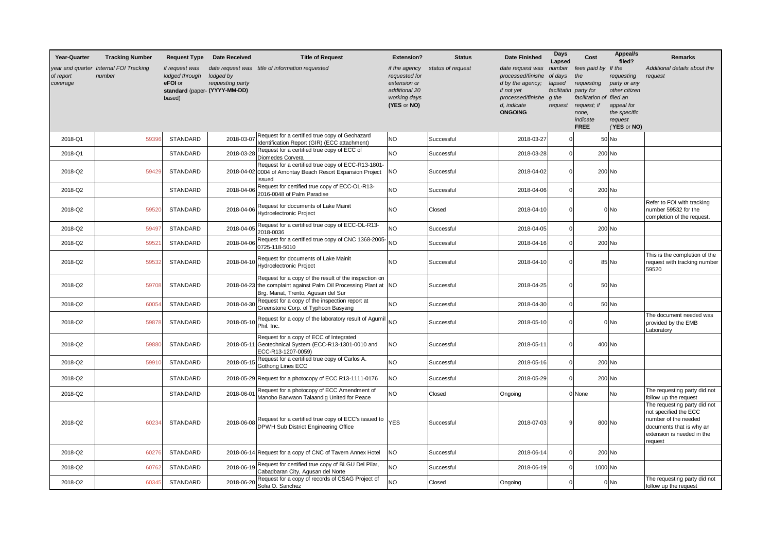| Year-Quarter | Tracking Number | Request Type | Date Received | Title of Request | Extension? | Status | Date Finished | Days Lapsed | Cost | Appeal/s filed? | Remarks |
|---|---|---|---|---|---|---|---|---|---|---|---|
| *year and quarter of report coverage* | *Internal FOI Tracking number* | *if request was lodged through* **eFOI** *or* **standard** *(paper-based)* | *date request was lodged by requesting party* **(YYYY-MM-DD)** | *title of information requested* | *if the agency requested for extension or additional 20 working days* **(YES** *or* **NO)** | *status of request* | *date request was processed/finished by the agency; if not yet processed/finished, indicate* **ONGOING** | *number of days lapsed facilitating the request* | *fees paid by the requesting party for facilitation of request; if none, indicate* **FREE** | *If the requesting party or any other citizen filed an appeal for the specific request (***YES** *or* **NO)** | *Additional details about the request* |
| 2018-Q1 | 59396 | STANDARD | 2018-03-07 | Request for a certified true copy of Geohazard Identification Report (GIR) (ECC attachment) | NO | Successful | 2018-03-27 | 0 | 50 | No | |
| 2018-Q1 | | STANDARD | 2018-03-28 | Request for a certified true copy of ECC of Diomedes Corvera | NO | Successful | 2018-03-28 | 0 | 200 | No | |
| 2018-Q2 | 59429 | STANDARD | 2018-04-02 | Request for a certified true copy of ECC-R13-1801-0004 of Amontay Beach Resort Expansion Project issued | NO | Successful | 2018-04-02 | 0 | 200 | No | |
| 2018-Q2 | | STANDARD | 2018-04-06 | Request for certified true copy of ECC-OL-R13-2016-0048 of Palm Paradise | NO | Successful | 2018-04-06 | 0 | 200 | No | |
| 2018-Q2 | 59520 | STANDARD | 2018-04-06 | Request for documents of Lake Mainit Hydroelectronic Project | NO | Closed | 2018-04-10 | 0 | 0 | No | Refer to FOI with tracking number 59532 for the completion of the request. |
| 2018-Q2 | 59497 | STANDARD | 2018-04-05 | Request for a certified true copy of ECC-OL-R13-2018-0036 | NO | Successful | 2018-04-05 | 0 | 200 | No | |
| 2018-Q2 | 59521 | STANDARD | 2018-04-06 | Request for a certified true copy of CNC 1368-2005-0725-118-5010 | NO | Successful | 2018-04-16 | 0 | 200 | No | |
| 2018-Q2 | 59532 | STANDARD | 2018-04-10 | Request for documents of Lake Mainit Hydroelectronic Project | NO | Successful | 2018-04-10 | 0 | 85 | No | This is the completion of the request with tracking number 59520 |
| 2018-Q2 | 59708 | STANDARD | 2018-04-23 | Request for a copy of the result of the inspection on the complaint against Palm Oil Processing Plant at Brg. Manat, Trento, Agusan del Sur | NO | Successful | 2018-04-25 | 0 | 50 | No | |
| 2018-Q2 | 60054 | STANDARD | 2018-04-30 | Request for a copy of the inspection report at Greenstone Corp. of Typhoon Basyang | NO | Successful | 2018-04-30 | 0 | 50 | No | |
| 2018-Q2 | 59878 | STANDARD | 2018-05-10 | Request for a copy of the laboratory result of Agumil Phil. Inc. | NO | Successful | 2018-05-10 | 0 | 0 | No | The document needed was provided by the EMB Laboratory |
| 2018-Q2 | 59880 | STANDARD | 2018-05-11 | Request for a copy of ECC of Integrated Geotechnical System (ECC-R13-1301-0010 and ECC-R13-1207-0059) | NO | Successful | 2018-05-11 | 0 | 400 | No | |
| 2018-Q2 | 59910 | STANDARD | 2018-05-15 | Request for a certified true copy of Carlos A. Gothong Lines ECC | NO | Successful | 2018-05-16 | 0 | 200 | No | |
| 2018-Q2 | | STANDARD | 2018-05-29 | Request for a photocopy of ECC R13-1111-0176 | NO | Successful | 2018-05-29 | 0 | 200 | No | |
| 2018-Q2 | | STANDARD | 2018-06-01 | Request for a photocopy of ECC Amendment of Manobo Banwaon Talaandig United for Peace | NO | Closed | Ongoing | 0 | None | No | The requesting party did not follow up the request |
| 2018-Q2 | 60234 | STANDARD | 2018-06-08 | Request for a certified true copy of ECC's issued to DPWH Sub District Engineering Office | YES | Successful | 2018-07-03 | 9 | 800 | No | The requesting party did not not specified the ECC number of the needed documents that is why an extension is needed in the request |
| 2018-Q2 | 60276 | STANDARD | 2018-06-14 | Request for a copy of CNC of Tavern Annex Hotel | NO | Successful | 2018-06-14 | 0 | 200 | No | |
| 2018-Q2 | 60762 | STANDARD | 2018-06-19 | Request for certified true copy of BLGU Del Pilar, Cabadbaran City, Agusan del Norte | NO | Successful | 2018-06-19 | 0 | 1000 | No | |
| 2018-Q2 | 60345 | STANDARD | 2018-06-20 | Request for a copy of records of CSAG Project of Sofia O. Sanchez | NO | Closed | Ongoing | 0 | 0 | No | The requesting party did not follow up the request |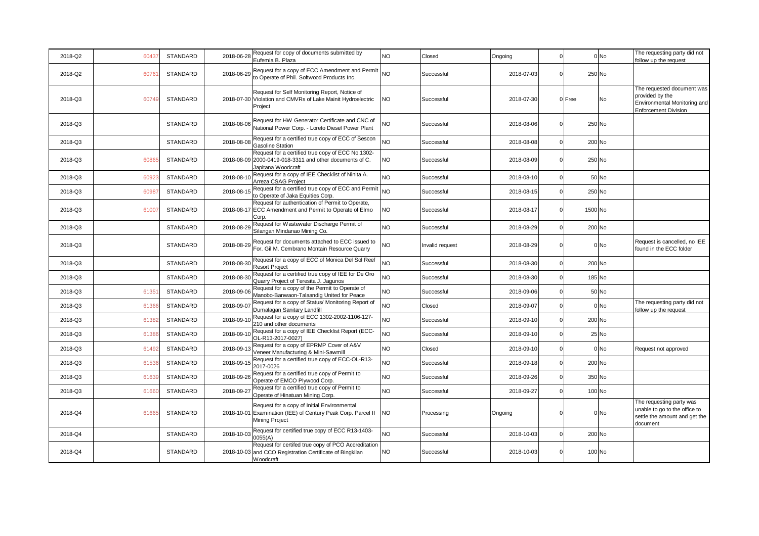| | | | | | | | | | | | |
|---|---|---|---|---|---|---|---|---|---|---|---|
| 2018-Q2 | 60437 | STANDARD | 2018-06-28 | Request for copy of documents submitted by Eufemia B. Plaza | NO | Closed | Ongoing | 0 | 0 | No | The requesting party did not follow up the request |
| 2018-Q2 | 60761 | STANDARD | 2018-06-29 | Request for a copy of ECC Amendment and Permit to Operate of Phil. Softwood Products Inc. | NO | Successful | 2018-07-03 | 0 | 250 | No | |
| 2018-Q3 | 60749 | STANDARD | 2018-07-30 | Request for Self Monitoring Report, Notice of Violation and CMVRs of Lake Mainit Hydroelectric Project | NO | Successful | 2018-07-30 | 0 | Free | No | The requested document was provided by the Environmental Monitoring and Enforcement Division |
| 2018-Q3 | | STANDARD | 2018-08-06 | Request for HW Generator Certificate and CNC of National Power Corp. - Loreto Diesel Power Plant | NO | Successful | 2018-08-06 | 0 | 250 | No | |
| 2018-Q3 | | STANDARD | 2018-08-08 | Request for a certified true copy of ECC of Sescon Gasoline Station | NO | Successful | 2018-08-08 | 0 | 200 | No | |
| 2018-Q3 | 60865 | STANDARD | 2018-08-09 | Request for a certified true copy of ECC No.1302-2000-0419-018-3311 and other documents of C. Japitana Woodcraft | NO | Successful | 2018-08-09 | 0 | 250 | No | |
| 2018-Q3 | 60923 | STANDARD | 2018-08-10 | Request for a copy of IEE Checklist of Ninita A. Arreza CSAG Project | NO | Successful | 2018-08-10 | 0 | 50 | No | |
| 2018-Q3 | 60987 | STANDARD | 2018-08-15 | Request for a certified true copy of ECC and Permit to Operate of Jaka Equities Corp. | NO | Successful | 2018-08-15 | 0 | 250 | No | |
| 2018-Q3 | 61007 | STANDARD | 2018-08-17 | Request for authentication of Permit to Operate, ECC Amendment and Permit to Operate of Elmo Corp. | NO | Successful | 2018-08-17 | 0 | 1500 | No | |
| 2018-Q3 | | STANDARD | 2018-08-29 | Request for Wastewater Discharge Permit of Silangan Mindanao Mining Co. | NO | Successful | 2018-08-29 | 0 | 200 | No | |
| 2018-Q3 | | STANDARD | 2018-08-29 | Request for documents attached to ECC issued to For. Gil M. Cembrano Montain Resource Quarry | NO | Invalid request | 2018-08-29 | 0 | 0 | No | Request is cancelled, no IEE found in the ECC folder |
| 2018-Q3 | | STANDARD | 2018-08-30 | Request for a copy of ECC of Monica Del Sol Reef Resort Project | NO | Successful | 2018-08-30 | 0 | 200 | No | |
| 2018-Q3 | | STANDARD | 2018-08-30 | Request for a certified true copy of IEE for De Oro Quarry Project of Teresita J. Jagunos | NO | Successful | 2018-08-30 | 0 | 185 | No | |
| 2018-Q3 | 61351 | STANDARD | 2018-09-06 | Request for a copy of the Permit to Operate of Manobo-Banwaon-Talaandig United for Peace | NO | Successful | 2018-09-06 | 0 | 50 | No | |
| 2018-Q3 | 61366 | STANDARD | 2018-09-07 | Request for a copy of Status/ Monitoring Report of Dumalagan Sanitary Landfill | NO | Closed | 2018-09-07 | 0 | 0 | No | The requesting party did not follow up the request |
| 2018-Q3 | 61382 | STANDARD | 2018-09-10 | Request for a copy of ECC 1302-2002-1106-127-210 and other documents | NO | Successful | 2018-09-10 | 0 | 200 | No | |
| 2018-Q3 | 61386 | STANDARD | 2018-09-10 | Request for a copy of IEE Checklist Report (ECC-OL-R13-2017-0027) | NO | Successful | 2018-09-10 | 0 | 25 | No | |
| 2018-Q3 | 61492 | STANDARD | 2018-09-13 | Request for a copy of EPRMP Cover of A&V Veneer Manufacturing & Mini-Sawmill | NO | Closed | 2018-09-10 | 0 | 0 | No | Request not approved |
| 2018-Q3 | 61536 | STANDARD | 2018-09-15 | Request for a certified true copy of ECC-OL-R13-2017-0026 | NO | Successful | 2018-09-18 | 0 | 200 | No | |
| 2018-Q3 | 61639 | STANDARD | 2018-09-26 | Request for a certified true copy of Permit to Operate of EMCO Plywood Corp. | NO | Successful | 2018-09-26 | 0 | 350 | No | |
| 2018-Q3 | 61660 | STANDARD | 2018-09-27 | Request for a certified true copy of Permit to Operate of Hinatuan Mining Corp. | NO | Successful | 2018-09-27 | 0 | 100 | No | |
| 2018-Q4 | 61665 | STANDARD | 2018-10-01 | Request for a copy of Initial Environmental Examination (IEE) of Century Peak Corp. Parcel II Mining Project | NO | Processing | Ongoing | 0 | 0 | No | The requesting party was unable to go to the office to settle the amount and get the document |
| 2018-Q4 | | STANDARD | 2018-10-03 | Request for certified true copy of ECC R13-1403-0055(A) | NO | Successful | 2018-10-03 | 0 | 200 | No | |
| 2018-Q4 | | STANDARD | 2018-10-03 | Request for certifed true copy of PCO Accreditation and CCO Registration Certificate of Bingkilan Woodcraft | NO | Successful | 2018-10-03 | 0 | 100 | No | |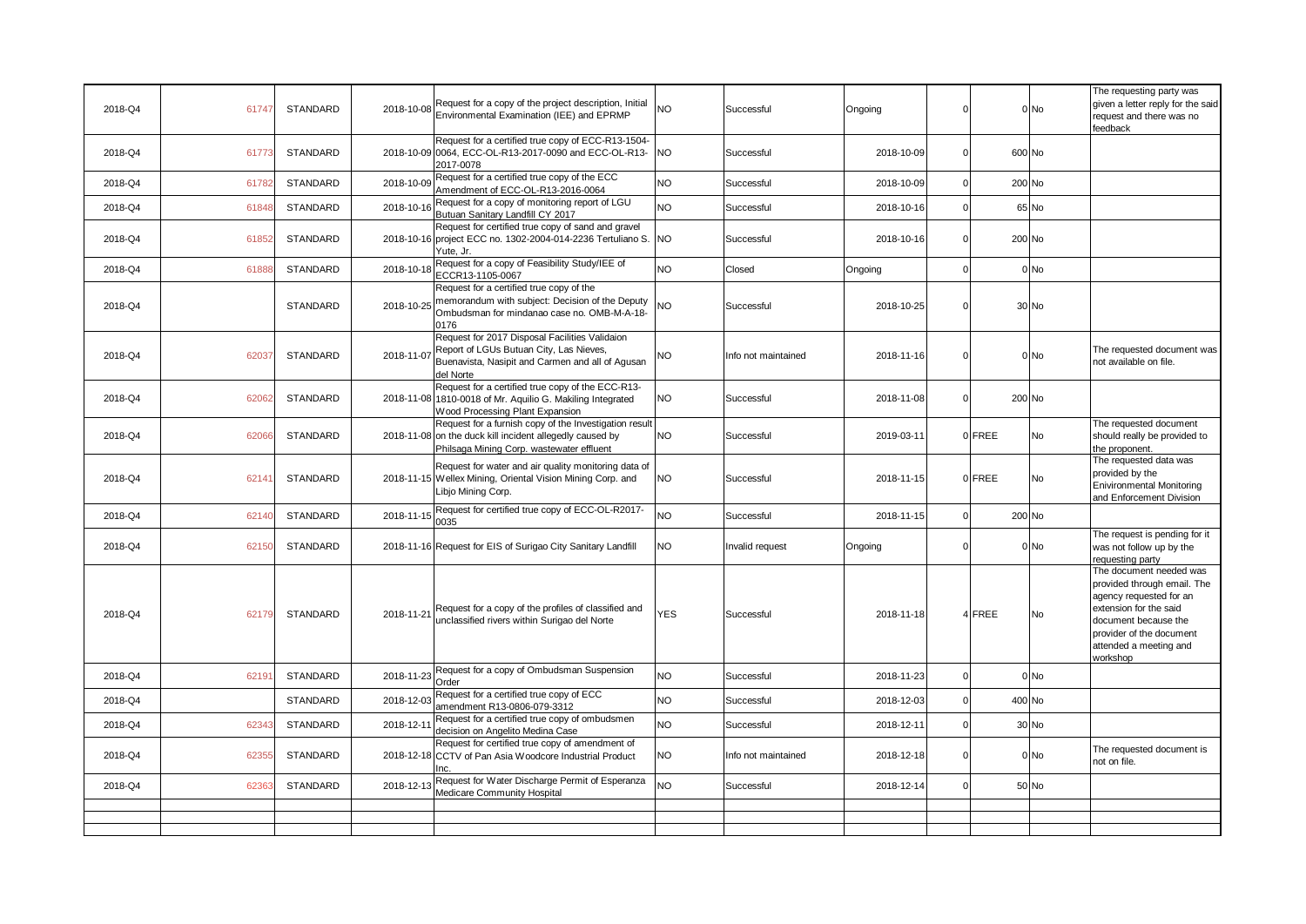| | | | | | | | | | | | |
|---|---|---|---|---|---|---|---|---|---|---|---|
| 2018-Q4 | 61747 | STANDARD | 2018-10-08 | Request for a copy of the project description, Initial Environmental Examination (IEE) and EPRMP | NO | Successful | Ongoing | 0 | 0 | No | The requesting party was given a letter reply for the said request and there was no feedback |
| 2018-Q4 | 61773 | STANDARD | 2018-10-09 | Request for a certified true copy of ECC-R13-1504-0064, ECC-OL-R13-2017-0090 and ECC-OL-R13-2017-0078 | NO | Successful | 2018-10-09 | 0 | 600 | No | |
| 2018-Q4 | 61782 | STANDARD | 2018-10-09 | Request for a certified true copy of the ECC Amendment of ECC-OL-R13-2016-0064 | NO | Successful | 2018-10-09 | 0 | 200 | No | |
| 2018-Q4 | 61848 | STANDARD | 2018-10-16 | Request for a copy of monitoring report of LGU Butuan Sanitary Landfill CY 2017 | NO | Successful | 2018-10-16 | 0 | 65 | No | |
| 2018-Q4 | 61852 | STANDARD | 2018-10-16 | Request for certified true copy of sand and gravel project ECC no. 1302-2004-014-2236 Tertuliano S. Yute, Jr. | NO | Successful | 2018-10-16 | 0 | 200 | No | |
| 2018-Q4 | 61888 | STANDARD | 2018-10-18 | Request for a copy of Feasibility Study/IEE of ECCR13-1105-0067 | NO | Closed | Ongoing | 0 | 0 | No | |
| 2018-Q4 | | STANDARD | 2018-10-25 | Request for a certified true copy of the memorandum with subject: Decision of the Deputy Ombudsman for mindanao case no. OMB-M-A-18-0176 | NO | Successful | 2018-10-25 | 0 | 30 | No | |
| 2018-Q4 | 62037 | STANDARD | 2018-11-07 | Request for 2017 Disposal Facilities Validaion Report of LGUs Butuan City, Las Nieves, Buenavista, Nasipit and Carmen and all of Agusan del Norte | NO | Info not maintained | 2018-11-16 | 0 | 0 | No | The requested document was not available on file. |
| 2018-Q4 | 62062 | STANDARD | 2018-11-08 | Request for a certified true copy of the ECC-R13-1810-0018 of Mr. Aquilio G. Makiling Integrated Wood Processing Plant Expansion | NO | Successful | 2018-11-08 | 0 | 200 | No | |
| 2018-Q4 | 62066 | STANDARD | 2018-11-08 | Request for a furnish copy of the Investigation result on the duck kill incident allegedly caused by Philsaga Mining Corp. wastewater effluent | NO | Successful | 2019-03-11 | 0 | FREE | No | The requested document should really be provided to the proponent. |
| 2018-Q4 | 62141 | STANDARD | 2018-11-15 | Request for water and air quality monitoring data of Wellex Mining, Oriental Vision Mining Corp. and Libjo Mining Corp. | NO | Successful | 2018-11-15 | 0 | FREE | No | The requested data was provided by the Enivironmental Monitoring and Enforcement Division |
| 2018-Q4 | 62140 | STANDARD | 2018-11-15 | Request for certified true copy of ECC-OL-R2017-0035 | NO | Successful | 2018-11-15 | 0 | 200 | No | |
| 2018-Q4 | 62150 | STANDARD | 2018-11-16 | Request for EIS of Surigao City Sanitary Landfill | NO | Invalid request | Ongoing | 0 | 0 | No | The request is pending for it was not follow up by the requesting party |
| 2018-Q4 | 62179 | STANDARD | 2018-11-21 | Request for a copy of the profiles of classified and unclassified rivers within Surigao del Norte | YES | Successful | 2018-11-18 | 4 | FREE | No | The document needed was provided through email. The agency requested for an extension for the said document because the provider of the document attended a meeting and workshop |
| 2018-Q4 | 62191 | STANDARD | 2018-11-23 | Request for a copy of Ombudsman Suspension Order | NO | Successful | 2018-11-23 | 0 | 0 | No | |
| 2018-Q4 | | STANDARD | 2018-12-03 | Request for a certified true copy of ECC amendment R13-0806-079-3312 | NO | Successful | 2018-12-03 | 0 | 400 | No | |
| 2018-Q4 | 62343 | STANDARD | 2018-12-11 | Request for a certified true copy of ombudsmen decision on Angelito Medina Case | NO | Successful | 2018-12-11 | 0 | 30 | No | |
| 2018-Q4 | 62355 | STANDARD | 2018-12-18 | Request for certified true copy of amendment of CCTV of Pan Asia Woodcore Industrial Product Inc. | NO | Info not maintained | 2018-12-18 | 0 | 0 | No | The requested document is not on file. |
| 2018-Q4 | 62363 | STANDARD | 2018-12-13 | Request for Water Discharge Permit of Esperanza Medicare Community Hospital | NO | Successful | 2018-12-14 | 0 | 50 | No | |